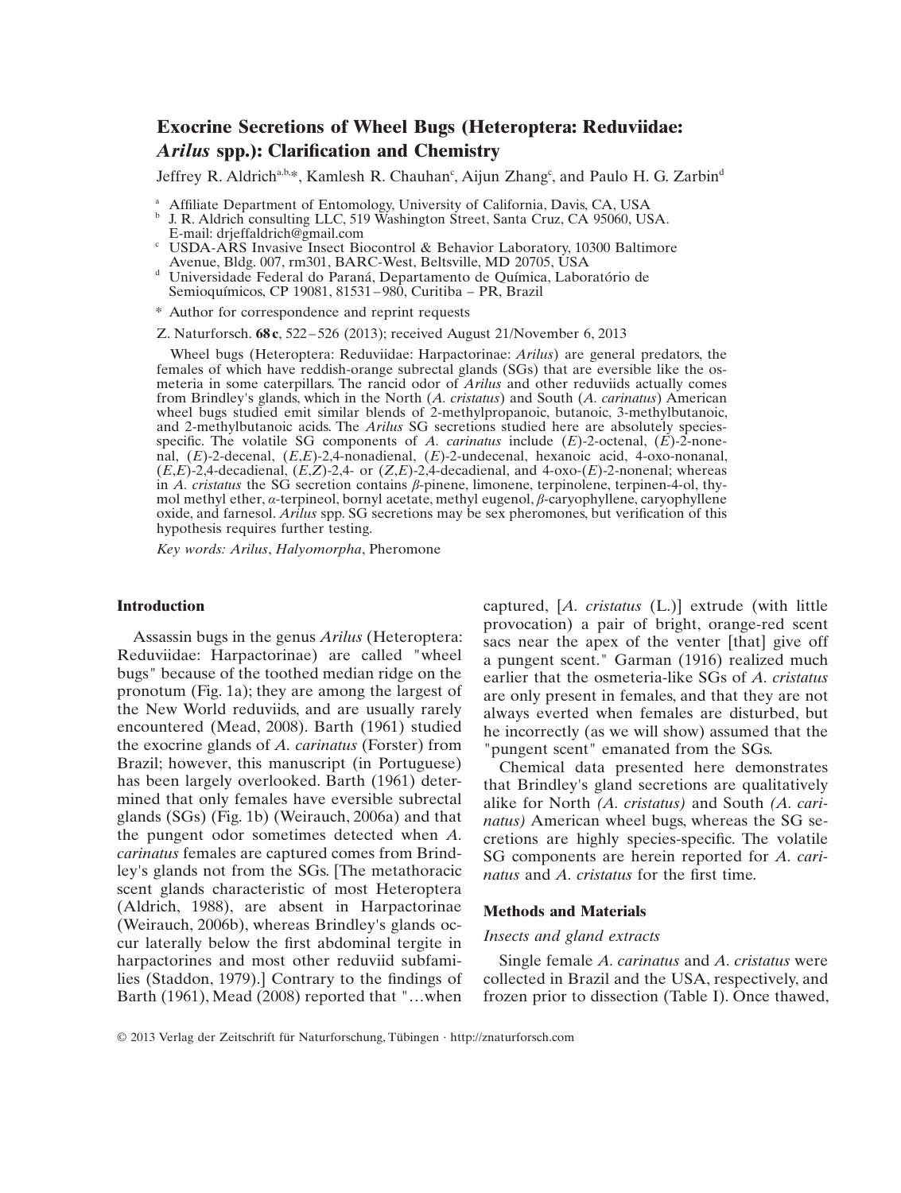# Exocrine Secretions of Wheel Bugs (Heteroptera: Reduviidae: *Arilus* spp.): Clarification and Chemistry

Jeffrey R. Aldrich[a,b,*], Kamlesh R. Chauhan[c], Aijun Zhang[c], and Paulo H. G. Zarbin[d]

[a] Affiliate Department of Entomology, University of California, Davis, CA, USA
[b] J. R. Aldrich consulting LLC, 519 Washington Street, Santa Cruz, CA 95060, USA. E-mail: drjeffaldrich@gmail.com
[c] USDA-ARS Invasive Insect Biocontrol & Behavior Laboratory, 10300 Baltimore Avenue, Bldg. 007, rm301, BARC-West, Beltsville, MD 20705, USA
[d] Universidade Federal do Paraná, Departamento de Química, Laboratório de Semioquímicos, CP 19081, 81531–980, Curitiba – PR, Brazil

\* Author for correspondence and reprint requests

Z. Naturforsch. **68c**, 522–526 (2013); received August 21/November 6, 2013

Wheel bugs (Heteroptera: Reduviidae: Harpactorinae: *Arilus*) are general predators, the females of which have reddish-orange subrectal glands (SGs) that are eversible like the osmeteria in some caterpillars. The rancid odor of *Arilus* and other reduviids actually comes from Brindley's glands, which in the North (*A. cristatus*) and South (*A. carinatus*) American wheel bugs studied emit similar blends of 2-methylpropanoic, butanoic, 3-methylbutanoic, and 2-methylbutanoic acids. The *Arilus* SG secretions studied here are absolutely species-specific. The volatile SG components of *A. carinatus* include (*E*)-2-octenal, (*E*)-2-nonenal, (*E*)-2-decenal, (*E*,*E*)-2,4-nonadienal, (*E*)-2-undecenal, hexanoic acid, 4-oxo-nonanal, (*E*,*E*)-2,4-decadienal, (*E*,*Z*)-2,4- or (*Z*,*E*)-2,4-decadienal, and 4-oxo-(*E*)-2-nonenal; whereas in *A. cristatus* the SG secretion contains *β*-pinene, limonene, terpinolene, terpinen-4-ol, thymol methyl ether, *α*-terpineol, bornyl acetate, methyl eugenol, *β*-caryophyllene, caryophyllene oxide, and farnesol. *Arilus* spp. SG secretions may be sex pheromones, but verification of this hypothesis requires further testing.

*Key words: Arilus*, *Halyomorpha*, Pheromone

## Introduction

Assassin bugs in the genus *Arilus* (Heteroptera: Reduviidae: Harpactorinae) are called "wheel bugs" because of the toothed median ridge on the pronotum (Fig. 1a); they are among the largest of the New World reduviids, and are usually rarely encountered (Mead, 2008). Barth (1961) studied the exocrine glands of *A. carinatus* (Forster) from Brazil; however, this manuscript (in Portuguese) has been largely overlooked. Barth (1961) determined that only females have eversible subrectal glands (SGs) (Fig. 1b) (Weirauch, 2006a) and that the pungent odor sometimes detected when *A. carinatus* females are captured comes from Brindley's glands not from the SGs. [The metathoracic scent glands characteristic of most Heteroptera (Aldrich, 1988), are absent in Harpactorinae (Weirauch, 2006b), whereas Brindley's glands occur laterally below the first abdominal tergite in harpactorines and most other reduviid subfamilies (Staddon, 1979).] Contrary to the findings of Barth (1961), Mead (2008) reported that "…when captured, [*A. cristatus* (L.)] extrude (with little provocation) a pair of bright, orange-red scent sacs near the apex of the venter [that] give off a pungent scent." Garman (1916) realized much earlier that the osmeteria-like SGs of *A. cristatus* are only present in females, and that they are not always everted when females are disturbed, but he incorrectly (as we will show) assumed that the "pungent scent" emanated from the SGs.

Chemical data presented here demonstrates that Brindley's gland secretions are qualitatively alike for North *(A. cristatus)* and South *(A. carinatus)* American wheel bugs, whereas the SG secretions are highly species-specific. The volatile SG components are herein reported for *A. carinatus* and *A. cristatus* for the first time.

## Methods and Materials

### Insects and gland extracts

Single female *A. carinatus* and *A. cristatus* were collected in Brazil and the USA, respectively, and frozen prior to dissection (Table I). Once thawed,

© 2013 Verlag der Zeitschrift für Naturforschung, Tübingen · http://znaturforsch.com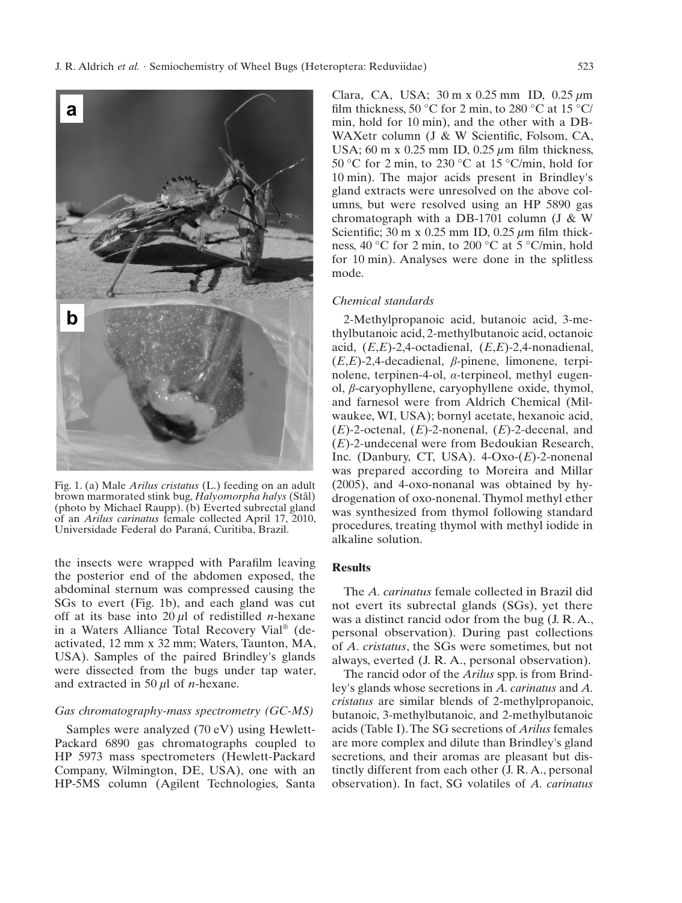Fig. 1. (a) Male *Arilus cristatus* (L.) feeding on an adult brown marmorated stink bug, *Halyomorpha halys* (Stål) (photo by Michael Raupp). (b) Everted subrectal gland of an *Arilus carinatus* female collected April 17, 2010, Universidade Federal do Paraná, Curitiba, Brazil.

the insects were wrapped with Parafilm leaving the posterior end of the abdomen exposed, the abdominal sternum was compressed causing the SGs to evert (Fig. 1b), and each gland was cut off at its base into 20 $\mu$l of redistilled *n*-hexane in a Waters Alliance Total Recovery Vial® (deactivated, 12 mm x 32 mm; Waters, Taunton, MA, USA). Samples of the paired Brindley's glands were dissected from the bugs under tap water, and extracted in 50 $\mu$l of *n*-hexane.

### *Gas chromatography-mass spectrometry (GC-MS)*

Samples were analyzed (70 eV) using Hewlett-Packard 6890 gas chromatographs coupled to HP 5973 mass spectrometers (Hewlett-Packard Company, Wilmington, DE, USA), one with an HP-5MS column (Agilent Technologies, Santa Clara, CA, USA; 30 m x 0.25 mm ID, 0.25 $\mu$m film thickness, 50 °C for 2 min, to 280 °C at 15 °C/min, hold for 10 min), and the other with a DB-WAXetr column (J & W Scientific, Folsom, CA, USA; 60 m x 0.25 mm ID, 0.25 $\mu$m film thickness, 50 °C for 2 min, to 230 °C at 15 °C/min, hold for 10 min). The major acids present in Brindley's gland extracts were unresolved on the above columns, but were resolved using an HP 5890 gas chromatograph with a DB-1701 column (J & W Scientific; 30 m x 0.25 mm ID, 0.25 $\mu$m film thickness, 40 °C for 2 min, to 200 °C at 5 °C/min, hold for 10 min). Analyses were done in the splitless mode.

### *Chemical standards*

2-Methylpropanoic acid, butanoic acid, 3-methylbutanoic acid, 2-methylbutanoic acid, octanoic acid, (*E*,*E*)-2,4-octadienal, (*E*,*E*)-2,4-nonadienal, (*E*,*E*)-2,4-decadienal, $\beta$-pinene, limonene, terpinolene, terpinen-4-ol, $\alpha$-terpineol, methyl eugenol, $\beta$-caryophyllene, caryophyllene oxide, thymol, and farnesol were from Aldrich Chemical (Milwaukee, WI, USA); bornyl acetate, hexanoic acid, (*E*)-2-octenal, (*E*)-2-nonenal, (*E*)-2-decenal, and (*E*)-2-undecenal were from Bedoukian Research, Inc. (Danbury, CT, USA). 4-Oxo-(*E*)-2-nonenal was prepared according to Moreira and Millar (2005), and 4-oxo-nonanal was obtained by hydrogenation of oxo-nonenal. Thymol methyl ether was synthesized from thymol following standard procedures, treating thymol with methyl iodide in alkaline solution.

## Results

The *A. carinatus* female collected in Brazil did not evert its subrectal glands (SGs), yet there was a distinct rancid odor from the bug (J. R. A., personal observation). During past collections of *A. cristatus*, the SGs were sometimes, but not always, everted (J. R. A., personal observation).

The rancid odor of the *Arilus* spp. is from Brindley's glands whose secretions in *A. carinatus* and *A. cristatus* are similar blends of 2-methylpropanoic, butanoic, 3-methylbutanoic, and 2-methylbutanoic acids (Table I). The SG secretions of *Arilus* females are more complex and dilute than Brindley's gland secretions, and their aromas are pleasant but distinctly different from each other (J. R. A., personal observation). In fact, SG volatiles of *A. carinatus*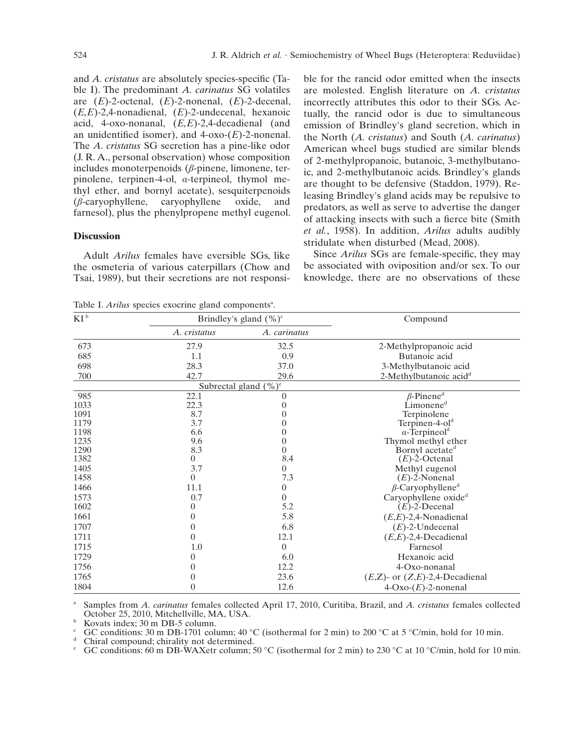and *A. cristatus* are absolutely species-specific (Table I). The predominant *A. carinatus* SG volatiles are (*E*)-2-octenal, (*E*)-2-nonenal, (*E*)-2-decenal, (*E,E*)-2,4-nonadienal, (*E*)-2-undecenal, hexanoic acid, 4-oxo-nonanal, (*E,E*)-2,4-decadienal (and an unidentified isomer), and 4-oxo-(*E*)-2-nonenal. The *A. cristatus* SG secretion has a pine-like odor (J. R. A., personal observation) whose composition includes monoterpenoids (*β*-pinene, limonene, terpinolene, terpinen-4-ol, *α*-terpineol, thymol methyl ether, and bornyl acetate), sesquiterpenoids (*β*-caryophyllene, caryophyllene oxide, and farnesol), plus the phenylpropene methyl eugenol.

## Discussion

Adult *Arilus* females have eversible SGs, like the osmeteria of various caterpillars (Chow and Tsai, 1989), but their secretions are not responsible for the rancid odor emitted when the insects are molested. English literature on *A. cristatus* incorrectly attributes this odor to their SGs. Actually, the rancid odor is due to simultaneous emission of Brindley's gland secretion, which in the North (*A. cristatus*) and South (*A. carinatus*) American wheel bugs studied are similar blends of 2-methylpropanoic, butanoic, 3-methylbutanoic, and 2-methylbutanoic acids. Brindley's glands are thought to be defensive (Staddon, 1979). Releasing Brindley's gland acids may be repulsive to predators, as well as serve to advertise the danger of attacking insects with such a fierce bite (Smith *et al.*, 1958). In addition, *Arilus* adults audibly stridulate when disturbed (Mead, 2008).

Since *Arilus* SGs are female-specific, they may be associated with oviposition and/or sex. To our knowledge, there are no observations of these

Table I. *Arilus* species exocrine gland components[a].

| KI[b] | Brindley's gland (%)[c] | | Compound |
|---|---|---|---|
| | *A. cristatus* | *A. carinatus* | |
| 673 | 27.9 | 32.5 | 2-Methylpropanoic acid |
| 685 | 1.1 | 0.9 | Butanoic acid |
| 698 | 28.3 | 37.0 | 3-Methylbutanoic acid |
| 700 | 42.7 | 29.6 | 2-Methylbutanoic acid[d] |
| | Subrectal gland (%)[e] | | |
| 985 | 22.1 | 0 | *β*-Pinene[d] |
| 1033 | 22.3 | 0 | Limonene[d] |
| 1091 | 8.7 | 0 | Terpinolene |
| 1179 | 3.7 | 0 | Terpinen-4-ol[d] |
| 1198 | 6.6 | 0 | *α*-Terpineol[d] |
| 1235 | 9.6 | 0 | Thymol methyl ether |
| 1290 | 8.3 | 0 | Bornyl acetate[d] |
| 1382 | 0 | 8.4 | (*E*)-2-Octenal |
| 1405 | 3.7 | 0 | Methyl eugenol |
| 1458 | 0 | 7.3 | (*E*)-2-Nonenal |
| 1466 | 11.1 | 0 | *β*-Caryophyllene[d] |
| 1573 | 0.7 | 0 | Caryophyllene oxide[d] |
| 1602 | 0 | 5.2 | (*E*)-2-Decenal |
| 1661 | 0 | 5.8 | (*E,E*)-2,4-Nonadienal |
| 1707 | 0 | 6.8 | (*E*)-2-Undecenal |
| 1711 | 0 | 12.1 | (*E,E*)-2,4-Decadienal |
| 1715 | 1.0 | 0 | Farnesol |
| 1729 | 0 | 6.0 | Hexanoic acid |
| 1756 | 0 | 12.2 | 4-Oxo-nonanal |
| 1765 | 0 | 23.6 | (*E*,Z)- or (*Z,E*)-2,4-Decadienal |
| 1804 | 0 | 12.6 | 4-Oxo-(*E*)-2-nonenal |

[a] Samples from *A. carinatus* females collected April 17, 2010, Curitiba, Brazil, and *A. cristatus* females collected October 25, 2010, Mitchellville, MA, USA.
[b] Kovats index; 30 m DB-5 column.
[c] GC conditions: 30 m DB-1701 column; 40 °C (isothermal for 2 min) to 200 °C at 5 °C/min, hold for 10 min.
[d] Chiral compound; chirality not determined.
[e] GC conditions: 60 m DB-WAXetr column; 50 °C (isothermal for 2 min) to 230 °C at 10 °C/min, hold for 10 min.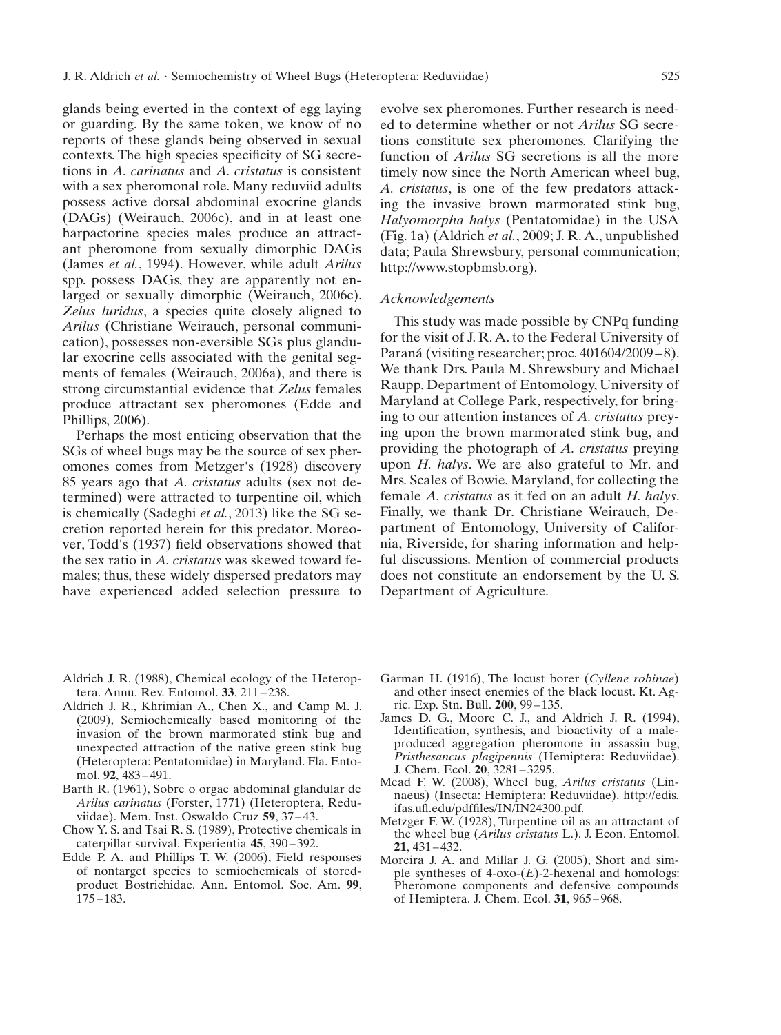glands being everted in the context of egg laying or guarding. By the same token, we know of no reports of these glands being observed in sexual contexts. The high species specificity of SG secretions in *A. carinatus* and *A. cristatus* is consistent with a sex pheromonal role. Many reduviid adults possess active dorsal abdominal exocrine glands (DAGs) (Weirauch, 2006c), and in at least one harpactorine species males produce an attractant pheromone from sexually dimorphic DAGs (James *et al.*, 1994). However, while adult *Arilus* spp. possess DAGs, they are apparently not enlarged or sexually dimorphic (Weirauch, 2006c). *Zelus luridus*, a species quite closely aligned to *Arilus* (Christiane Weirauch, personal communication), possesses non-eversible SGs plus glandular exocrine cells associated with the genital segments of females (Weirauch, 2006a), and there is strong circumstantial evidence that *Zelus* females produce attractant sex pheromones (Edde and Phillips, 2006).

Perhaps the most enticing observation that the SGs of wheel bugs may be the source of sex pheromones comes from Metzger's (1928) discovery 85 years ago that *A. cristatus* adults (sex not determined) were attracted to turpentine oil, which is chemically (Sadeghi *et al.*, 2013) like the SG secretion reported herein for this predator. Moreover, Todd's (1937) field observations showed that the sex ratio in *A. cristatus* was skewed toward females; thus, these widely dispersed predators may have experienced added selection pressure to evolve sex pheromones. Further research is needed to determine whether or not *Arilus* SG secretions constitute sex pheromones. Clarifying the function of *Arilus* SG secretions is all the more timely now since the North American wheel bug, *A. cristatus*, is one of the few predators attacking the invasive brown marmorated stink bug, *Halyomorpha halys* (Pentatomidae) in the USA (Fig. 1a) (Aldrich *et al.*, 2009; J. R. A., unpublished data; Paula Shrewsbury, personal communication; http://www.stopbmsb.org).

### Acknowledgements

This study was made possible by CNPq funding for the visit of J. R. A. to the Federal University of Paraná (visiting researcher; proc. 401604/2009–8). We thank Drs. Paula M. Shrewsbury and Michael Raupp, Department of Entomology, University of Maryland at College Park, respectively, for bringing to our attention instances of *A. cristatus* preying upon the brown marmorated stink bug, and providing the photograph of *A. cristatus* preying upon *H. halys*. We are also grateful to Mr. and Mrs. Scales of Bowie, Maryland, for collecting the female *A. cristatus* as it fed on an adult *H. halys*. Finally, we thank Dr. Christiane Weirauch, Department of Entomology, University of California, Riverside, for sharing information and helpful discussions. Mention of commercial products does not constitute an endorsement by the U. S. Department of Agriculture.

Aldrich J. R. (1988), Chemical ecology of the Heteroptera. Annu. Rev. Entomol. **33**, 211–238.

Aldrich J. R., Khrimian A., Chen X., and Camp M. J. (2009), Semiochemically based monitoring of the invasion of the brown marmorated stink bug and unexpected attraction of the native green stink bug (Heteroptera: Pentatomidae) in Maryland. Fla. Entomol. **92**, 483–491.

Barth R. (1961), Sobre o orgae abdominal glandular de *Arilus carinatus* (Forster, 1771) (Heteroptera, Reduviidae). Mem. Inst. Oswaldo Cruz **59**, 37–43.

Chow Y. S. and Tsai R. S. (1989), Protective chemicals in caterpillar survival. Experientia **45**, 390–392.

Edde P. A. and Phillips T. W. (2006), Field responses of nontarget species to semiochemicals of stored-product Bostrichidae. Ann. Entomol. Soc. Am. **99**, 175–183.

Garman H. (1916), The locust borer (*Cyllene robinae*) and other insect enemies of the black locust. Kt. Agric. Exp. Stn. Bull. **200**, 99–135.

James D. G., Moore C. J., and Aldrich J. R. (1994), Identification, synthesis, and bioactivity of a male-produced aggregation pheromone in assassin bug, *Pristhesancus plagipennis* (Hemiptera: Reduviidae). J. Chem. Ecol. **20**, 3281–3295.

Mead F. W. (2008), Wheel bug, *Arilus cristatus* (Linnaeus) (Insecta: Hemiptera: Reduviidae). http://edis.ifas.ufl.edu/pdffiles/IN/IN24300.pdf.

Metzger F. W. (1928), Turpentine oil as an attractant of the wheel bug (*Arilus cristatus* L.). J. Econ. Entomol. **21**, 431–432.

Moreira J. A. and Millar J. G. (2005), Short and simple syntheses of 4-oxo-(*E*)-2-hexenal and homologs: Pheromone components and defensive compounds of Hemiptera. J. Chem. Ecol. **31**, 965–968.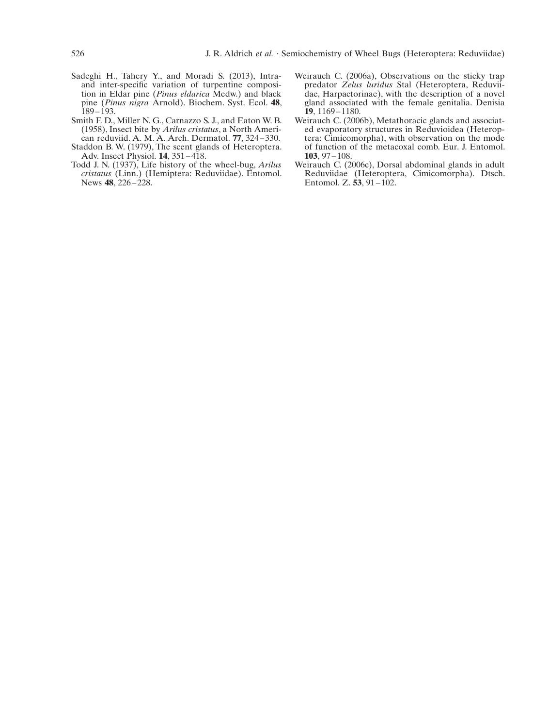Sadeghi H., Tahery Y., and Moradi S. (2013), Intra- and inter-specific variation of turpentine composition in Eldar pine (*Pinus eldarica* Medw.) and black pine (*Pinus nigra* Arnold). Biochem. Syst. Ecol. **48**, 189 – 193.

Smith F. D., Miller N. G., Carnazzo S. J., and Eaton W. B. (1958), Insect bite by *Arilus cristatus*, a North American reduviid. A. M. A. Arch. Dermatol. **77**, 324 – 330.

Staddon B. W. (1979), The scent glands of Heteroptera. Adv. Insect Physiol. **14**, 351 – 418.

Todd J. N. (1937), Life history of the wheel-bug, *Arilus cristatus* (Linn.) (Hemiptera: Reduviidae). Entomol. News **48**, 226 – 228.

Weirauch C. (2006a), Observations on the sticky trap predator *Zelus luridus* Stal (Heteroptera, Reduviidae, Harpactorinae), with the description of a novel gland associated with the female genitalia. Denisia **19**, 1169 – 1180.

Weirauch C. (2006b), Metathoracic glands and associated evaporatory structures in Reduvioidea (Heteroptera: Cimicomorpha), with observation on the mode of function of the metacoxal comb. Eur. J. Entomol. **103**, 97 – 108.

Weirauch C. (2006c), Dorsal abdominal glands in adult Reduviidae (Heteroptera, Cimicomorpha). Dtsch. Entomol. Z. **53**, 91 – 102.